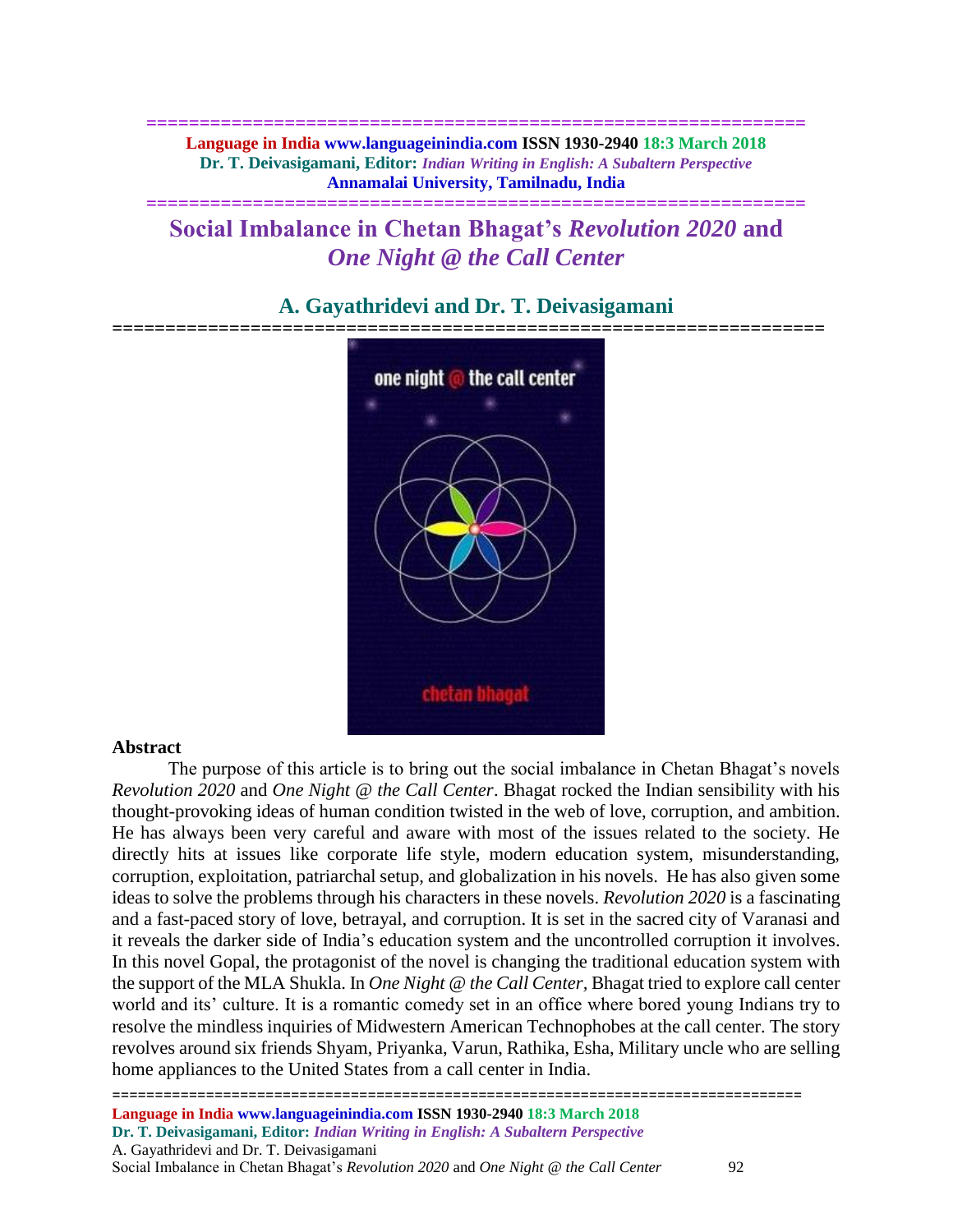# Social Imbalance in Chetan Bhagat's *Revolution 2020* and *One Night @ the Call Center*

## A. Gayathridevi and Dr. T. Deivasigamani

### Abstract

The purpose of this article is to bring out the social imbalance in Chetan Bhagat's novels *Revolution 2020* and *One Night @ the Call Center*. Bhagat rocked the Indian sensibility with his thought-provoking ideas of human condition twisted in the web of love, corruption, and ambition. He has always been very careful and aware with most of the issues related to the society. He directly hits at issues like corporate life style, modern education system, misunderstanding, corruption, exploitation, patriarchal setup, and globalization in his novels. He has also given some ideas to solve the problems through his characters in these novels. *Revolution 2020* is a fascinating and a fast-paced story of love, betrayal, and corruption. It is set in the sacred city of Varanasi and it reveals the darker side of India's education system and the uncontrolled corruption it involves. In this novel Gopal, the protagonist of the novel is changing the traditional education system with the support of the MLA Shukla. In *One Night @ the Call Center*, Bhagat tried to explore call center world and its' culture. It is a romantic comedy set in an office where bored young Indians try to resolve the mindless inquiries of Midwestern American Technophobes at the call center. The story revolves around six friends Shyam, Priyanka, Varun, Rathika, Esha, Military uncle who are selling home appliances to the United States from a call center in India.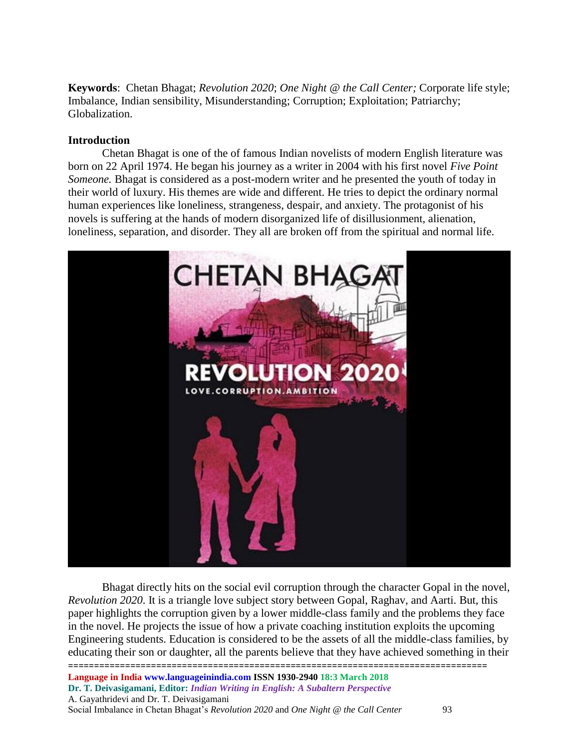**Keywords**: Chetan Bhagat; *Revolution 2020*; *One Night @ the Call Center;* Corporate life style; Imbalance, Indian sensibility, Misunderstanding; Corruption; Exploitation; Patriarchy; Globalization.

**Introduction**

Chetan Bhagat is one of the of famous Indian novelists of modern English literature was born on 22 April 1974. He began his journey as a writer in 2004 with his first novel *Five Point Someone.* Bhagat is considered as a post-modern writer and he presented the youth of today in their world of luxury. His themes are wide and different. He tries to depict the ordinary normal human experiences like loneliness, strangeness, despair, and anxiety. The protagonist of his novels is suffering at the hands of modern disorganized life of disillusionment, alienation, loneliness, separation, and disorder. They all are broken off from the spiritual and normal life.

Bhagat directly hits on the social evil corruption through the character Gopal in the novel, *Revolution 2020*. It is a triangle love subject story between Gopal, Raghav, and Aarti. But, this paper highlights the corruption given by a lower middle-class family and the problems they face in the novel. He projects the issue of how a private coaching institution exploits the upcoming Engineering students. Education is considered to be the assets of all the middle-class families, by educating their son or daughter, all the parents believe that they have achieved something in their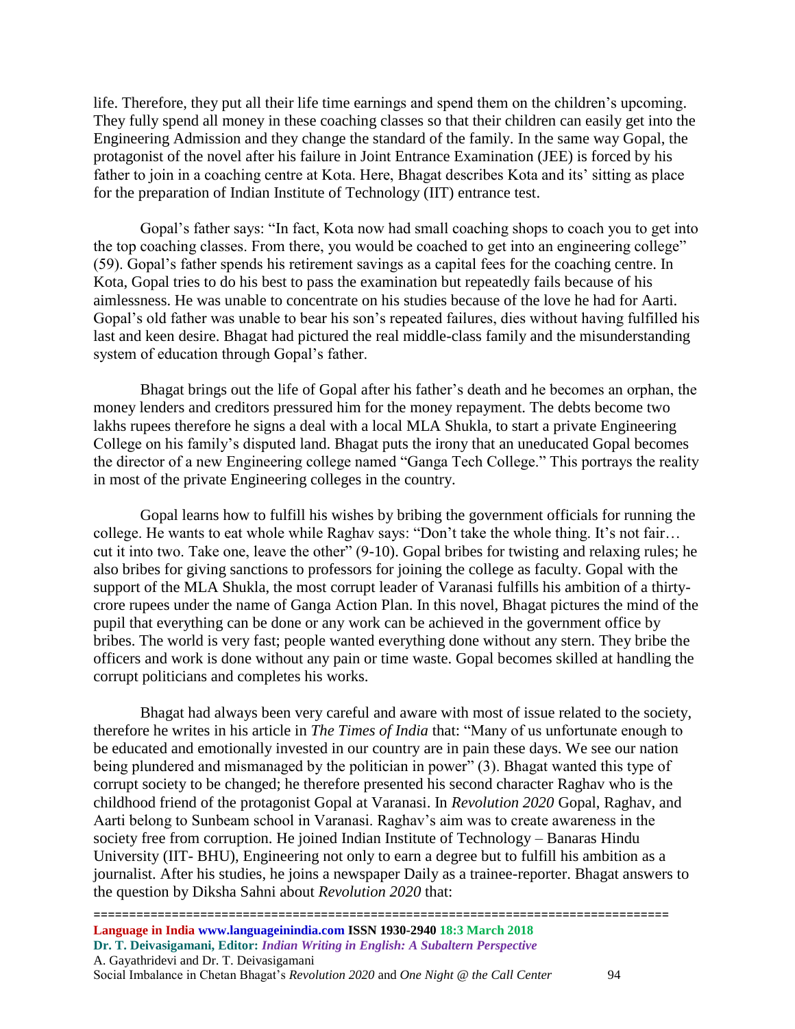life. Therefore, they put all their life time earnings and spend them on the children's upcoming. They fully spend all money in these coaching classes so that their children can easily get into the Engineering Admission and they change the standard of the family. In the same way Gopal, the protagonist of the novel after his failure in Joint Entrance Examination (JEE) is forced by his father to join in a coaching centre at Kota. Here, Bhagat describes Kota and its' sitting as place for the preparation of Indian Institute of Technology (IIT) entrance test.

Gopal's father says: "In fact, Kota now had small coaching shops to coach you to get into the top coaching classes. From there, you would be coached to get into an engineering college" (59). Gopal's father spends his retirement savings as a capital fees for the coaching centre. In Kota, Gopal tries to do his best to pass the examination but repeatedly fails because of his aimlessness. He was unable to concentrate on his studies because of the love he had for Aarti. Gopal's old father was unable to bear his son's repeated failures, dies without having fulfilled his last and keen desire. Bhagat had pictured the real middle-class family and the misunderstanding system of education through Gopal's father.

Bhagat brings out the life of Gopal after his father's death and he becomes an orphan, the money lenders and creditors pressured him for the money repayment. The debts become two lakhs rupees therefore he signs a deal with a local MLA Shukla, to start a private Engineering College on his family's disputed land. Bhagat puts the irony that an uneducated Gopal becomes the director of a new Engineering college named "Ganga Tech College." This portrays the reality in most of the private Engineering colleges in the country.

Gopal learns how to fulfill his wishes by bribing the government officials for running the college. He wants to eat whole while Raghav says: "Don't take the whole thing. It's not fair… cut it into two. Take one, leave the other" (9-10). Gopal bribes for twisting and relaxing rules; he also bribes for giving sanctions to professors for joining the college as faculty. Gopal with the support of the MLA Shukla, the most corrupt leader of Varanasi fulfills his ambition of a thirty-crore rupees under the name of Ganga Action Plan. In this novel, Bhagat pictures the mind of the pupil that everything can be done or any work can be achieved in the government office by bribes. The world is very fast; people wanted everything done without any stern. They bribe the officers and work is done without any pain or time waste. Gopal becomes skilled at handling the corrupt politicians and completes his works.

Bhagat had always been very careful and aware with most of issue related to the society, therefore he writes in his article in *The Times of India* that: "Many of us unfortunate enough to be educated and emotionally invested in our country are in pain these days. We see our nation being plundered and mismanaged by the politician in power" (3). Bhagat wanted this type of corrupt society to be changed; he therefore presented his second character Raghav who is the childhood friend of the protagonist Gopal at Varanasi. In *Revolution 2020* Gopal, Raghav, and Aarti belong to Sunbeam school in Varanasi. Raghav's aim was to create awareness in the society free from corruption. He joined Indian Institute of Technology – Banaras Hindu University (IIT- BHU), Engineering not only to earn a degree but to fulfill his ambition as a journalist. After his studies, he joins a newspaper Daily as a trainee-reporter. Bhagat answers to the question by Diksha Sahni about *Revolution 2020* that: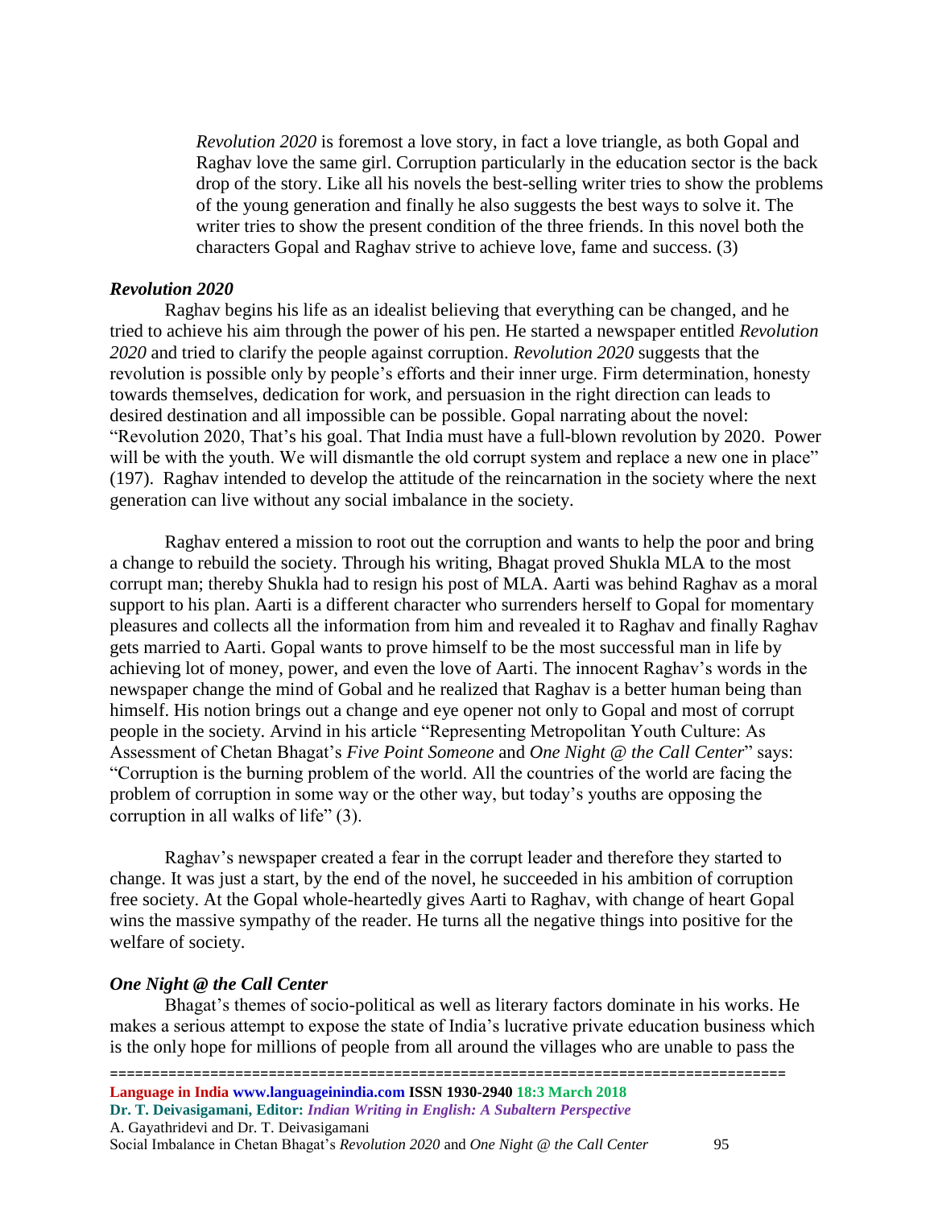> *Revolution 2020* is foremost a love story, in fact a love triangle, as both Gopal and Raghav love the same girl. Corruption particularly in the education sector is the back drop of the story. Like all his novels the best-selling writer tries to show the problems of the young generation and finally he also suggests the best ways to solve it. The writer tries to show the present condition of the three friends. In this novel both the characters Gopal and Raghav strive to achieve love, fame and success. (3)

### *Revolution 2020*

Raghav begins his life as an idealist believing that everything can be changed, and he tried to achieve his aim through the power of his pen. He started a newspaper entitled *Revolution 2020* and tried to clarify the people against corruption. *Revolution 2020* suggests that the revolution is possible only by people's efforts and their inner urge. Firm determination, honesty towards themselves, dedication for work, and persuasion in the right direction can leads to desired destination and all impossible can be possible. Gopal narrating about the novel: "Revolution 2020, That's his goal. That India must have a full-blown revolution by 2020. Power will be with the youth. We will dismantle the old corrupt system and replace a new one in place" (197). Raghav intended to develop the attitude of the reincarnation in the society where the next generation can live without any social imbalance in the society.

Raghav entered a mission to root out the corruption and wants to help the poor and bring a change to rebuild the society. Through his writing, Bhagat proved Shukla MLA to the most corrupt man; thereby Shukla had to resign his post of MLA. Aarti was behind Raghav as a moral support to his plan. Aarti is a different character who surrenders herself to Gopal for momentary pleasures and collects all the information from him and revealed it to Raghav and finally Raghav gets married to Aarti. Gopal wants to prove himself to be the most successful man in life by achieving lot of money, power, and even the love of Aarti. The innocent Raghav's words in the newspaper change the mind of Gobal and he realized that Raghav is a better human being than himself. His notion brings out a change and eye opener not only to Gopal and most of corrupt people in the society. Arvind in his article "Representing Metropolitan Youth Culture: As Assessment of Chetan Bhagat's *Five Point Someone* and *One Night @ the Call Center*" says: "Corruption is the burning problem of the world. All the countries of the world are facing the problem of corruption in some way or the other way, but today's youths are opposing the corruption in all walks of life" (3).

Raghav's newspaper created a fear in the corrupt leader and therefore they started to change. It was just a start, by the end of the novel, he succeeded in his ambition of corruption free society. At the Gopal whole-heartedly gives Aarti to Raghav, with change of heart Gopal wins the massive sympathy of the reader. He turns all the negative things into positive for the welfare of society.

### *One Night @ the Call Center*

Bhagat's themes of socio-political as well as literary factors dominate in his works. He makes a serious attempt to expose the state of India's lucrative private education business which is the only hope for millions of people from all around the villages who are unable to pass the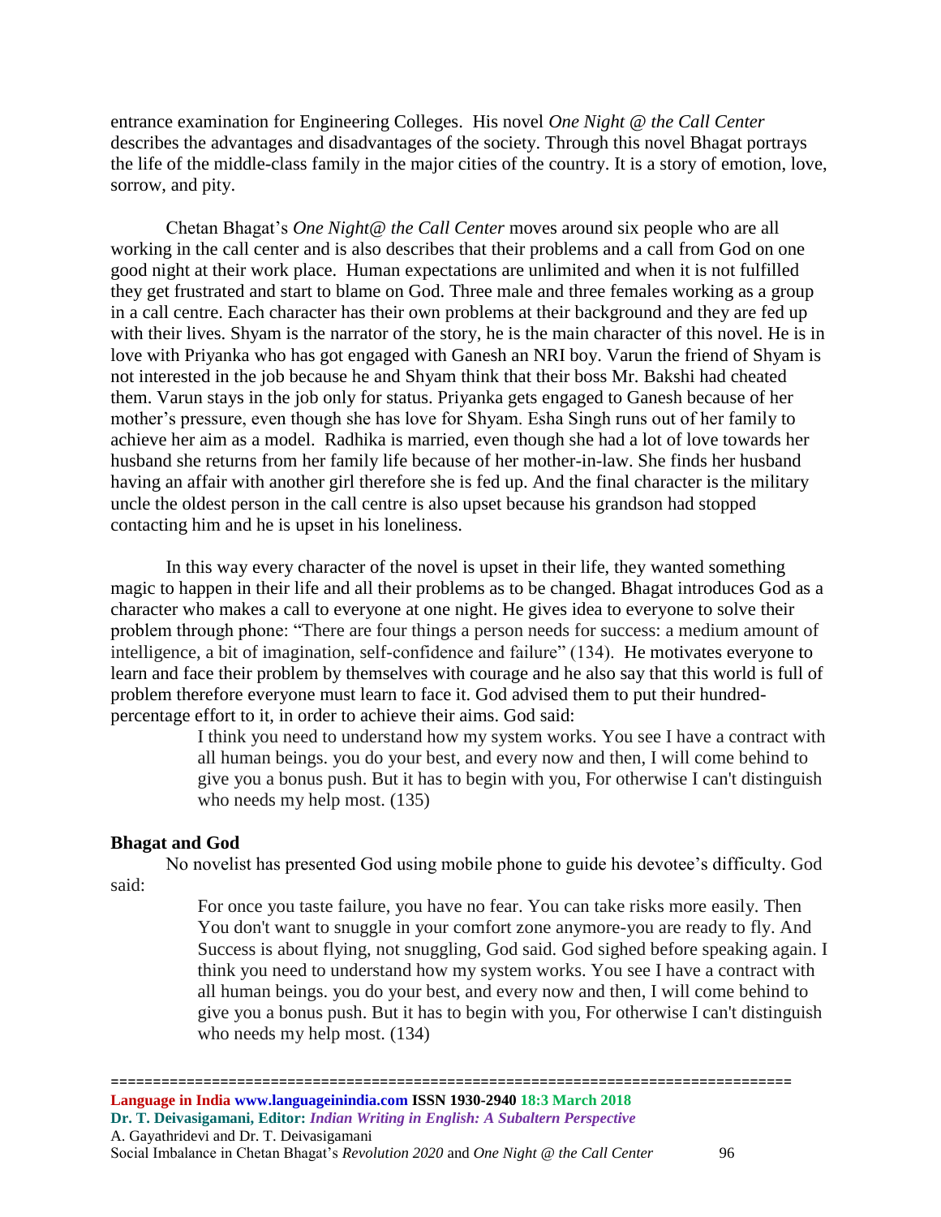entrance examination for Engineering Colleges. His novel *One Night @ the Call Center* describes the advantages and disadvantages of the society. Through this novel Bhagat portrays the life of the middle-class family in the major cities of the country. It is a story of emotion, love, sorrow, and pity.

Chetan Bhagat's *One Night@ the Call Center* moves around six people who are all working in the call center and is also describes that their problems and a call from God on one good night at their work place. Human expectations are unlimited and when it is not fulfilled they get frustrated and start to blame on God. Three male and three females working as a group in a call centre. Each character has their own problems at their background and they are fed up with their lives. Shyam is the narrator of the story, he is the main character of this novel. He is in love with Priyanka who has got engaged with Ganesh an NRI boy. Varun the friend of Shyam is not interested in the job because he and Shyam think that their boss Mr. Bakshi had cheated them. Varun stays in the job only for status. Priyanka gets engaged to Ganesh because of her mother's pressure, even though she has love for Shyam. Esha Singh runs out of her family to achieve her aim as a model. Radhika is married, even though she had a lot of love towards her husband she returns from her family life because of her mother-in-law. She finds her husband having an affair with another girl therefore she is fed up. And the final character is the military uncle the oldest person in the call centre is also upset because his grandson had stopped contacting him and he is upset in his loneliness.

In this way every character of the novel is upset in their life, they wanted something magic to happen in their life and all their problems as to be changed. Bhagat introduces God as a character who makes a call to everyone at one night. He gives idea to everyone to solve their problem through phone: "There are four things a person needs for success: a medium amount of intelligence, a bit of imagination, self-confidence and failure" (134). He motivates everyone to learn and face their problem by themselves with courage and he also say that this world is full of problem therefore everyone must learn to face it. God advised them to put their hundred-percentage effort to it, in order to achieve their aims. God said:

> I think you need to understand how my system works. You see I have a contract with all human beings. you do your best, and every now and then, I will come behind to give you a bonus push. But it has to begin with you, For otherwise I can't distinguish who needs my help most. (135)

**Bhagat and God**

No novelist has presented God using mobile phone to guide his devotee's difficulty. God said:

> For once you taste failure, you have no fear. You can take risks more easily. Then You don't want to snuggle in your comfort zone anymore-you are ready to fly. And Success is about flying, not snuggling, God said. God sighed before speaking again. I think you need to understand how my system works. You see I have a contract with all human beings. you do your best, and every now and then, I will come behind to give you a bonus push. But it has to begin with you, For otherwise I can't distinguish who needs my help most. (134)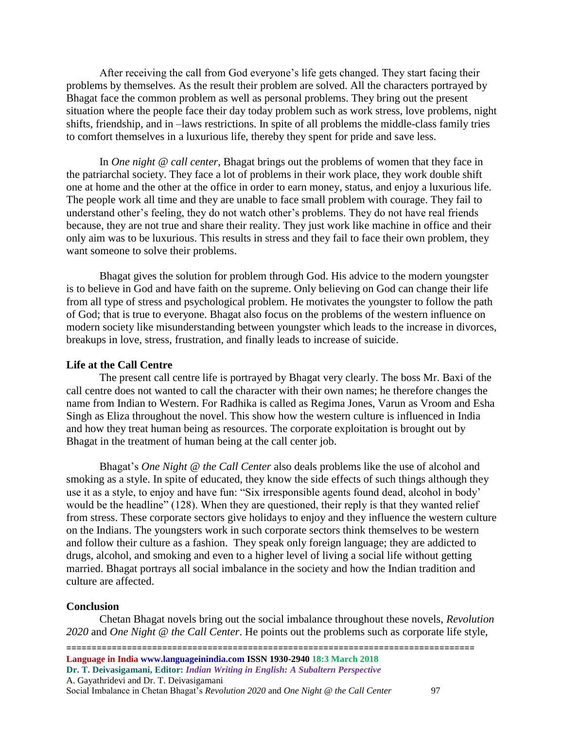After receiving the call from God everyone's life gets changed. They start facing their problems by themselves. As the result their problem are solved. All the characters portrayed by Bhagat face the common problem as well as personal problems. They bring out the present situation where the people face their day today problem such as work stress, love problems, night shifts, friendship, and in –laws restrictions. In spite of all problems the middle-class family tries to comfort themselves in a luxurious life, thereby they spent for pride and save less.

In *One night @ call center*, Bhagat brings out the problems of women that they face in the patriarchal society. They face a lot of problems in their work place, they work double shift one at home and the other at the office in order to earn money, status, and enjoy a luxurious life. The people work all time and they are unable to face small problem with courage. They fail to understand other's feeling, they do not watch other's problems. They do not have real friends because, they are not true and share their reality. They just work like machine in office and their only aim was to be luxurious. This results in stress and they fail to face their own problem, they want someone to solve their problems.

Bhagat gives the solution for problem through God. His advice to the modern youngster is to believe in God and have faith on the supreme. Only believing on God can change their life from all type of stress and psychological problem. He motivates the youngster to follow the path of God; that is true to everyone. Bhagat also focus on the problems of the western influence on modern society like misunderstanding between youngster which leads to the increase in divorces, breakups in love, stress, frustration, and finally leads to increase of suicide.

**Life at the Call Centre**

The present call centre life is portrayed by Bhagat very clearly. The boss Mr. Baxi of the call centre does not wanted to call the character with their own names; he therefore changes the name from Indian to Western. For Radhika is called as Regima Jones, Varun as Vroom and Esha Singh as Eliza throughout the novel. This show how the western culture is influenced in India and how they treat human being as resources. The corporate exploitation is brought out by Bhagat in the treatment of human being at the call center job.

Bhagat's *One Night @ the Call Center* also deals problems like the use of alcohol and smoking as a style. In spite of educated, they know the side effects of such things although they use it as a style, to enjoy and have fun: "Six irresponsible agents found dead, alcohol in body' would be the headline" (128). When they are questioned, their reply is that they wanted relief from stress. These corporate sectors give holidays to enjoy and they influence the western culture on the Indians. The youngsters work in such corporate sectors think themselves to be western and follow their culture as a fashion. They speak only foreign language; they are addicted to drugs, alcohol, and smoking and even to a higher level of living a social life without getting married. Bhagat portrays all social imbalance in the society and how the Indian tradition and culture are affected.

**Conclusion**

Chetan Bhagat novels bring out the social imbalance throughout these novels, *Revolution 2020* and *One Night @ the Call Center*. He points out the problems such as corporate life style,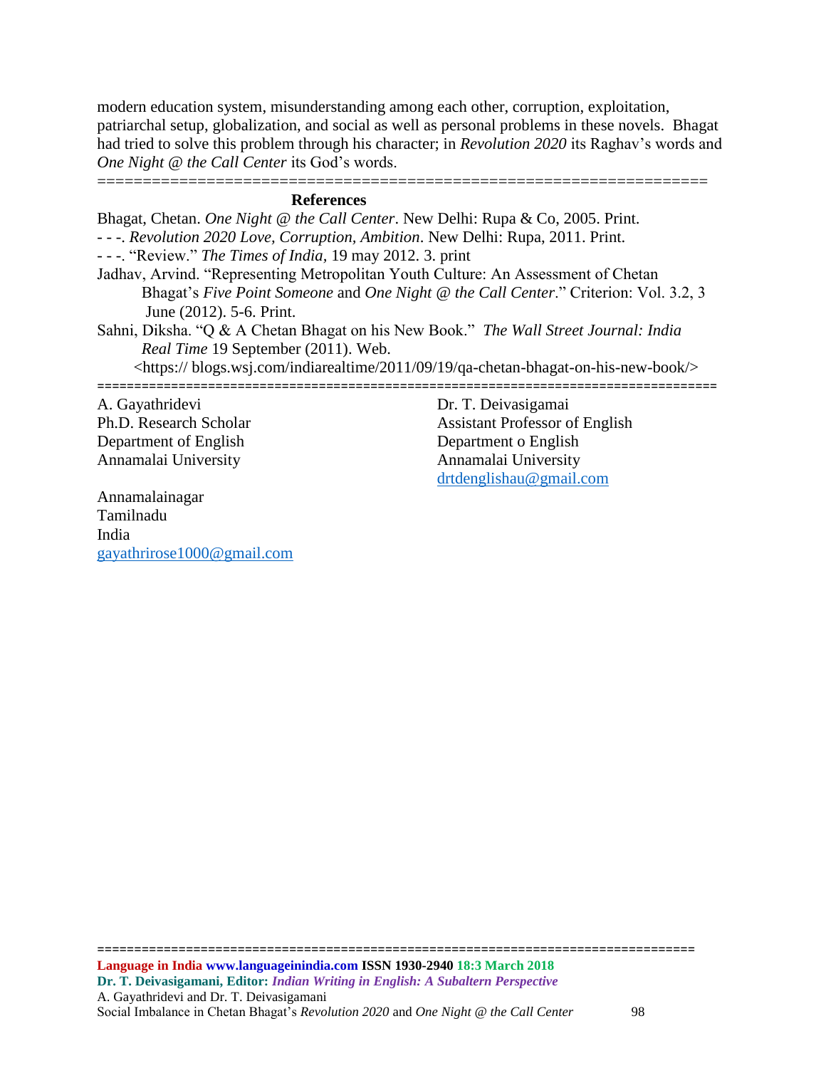modern education system, misunderstanding among each other, corruption, exploitation, patriarchal setup, globalization, and social as well as personal problems in these novels. Bhagat had tried to solve this problem through his character; in *Revolution 2020* its Raghav's words and *One Night @ the Call Center* its God's words.

=================================================================

## References

Bhagat, Chetan. *One Night @ the Call Center*. New Delhi: Rupa & Co, 2005. Print.

- - -. *Revolution 2020 Love, Corruption, Ambition*. New Delhi: Rupa, 2011. Print.

- - -. "Review." *The Times of India,* 19 may 2012. 3. print

Jadhav, Arvind. "Representing Metropolitan Youth Culture: An Assessment of Chetan Bhagat's *Five Point Someone* and *One Night @ the Call Center*." Criterion: Vol. 3.2, 3 June (2012). 5-6. Print.

Sahni, Diksha. "Q & A Chetan Bhagat on his New Book." *The Wall Street Journal: India Real Time* 19 September (2011). Web. <https:// blogs.wsj.com/indiarealtime/2011/09/19/qa-chetan-bhagat-on-his-new-book/>

=================================================================

A. Gayathridevi
Ph.D. Research Scholar
Department of English
Annamalai University

Annamalainagar
Tamilnadu
India
gayathrirose1000@gmail.com

Dr. T. Deivasigamai
Assistant Professor of English
Department o English
Annamalai University
drtdenglishau@gmail.com